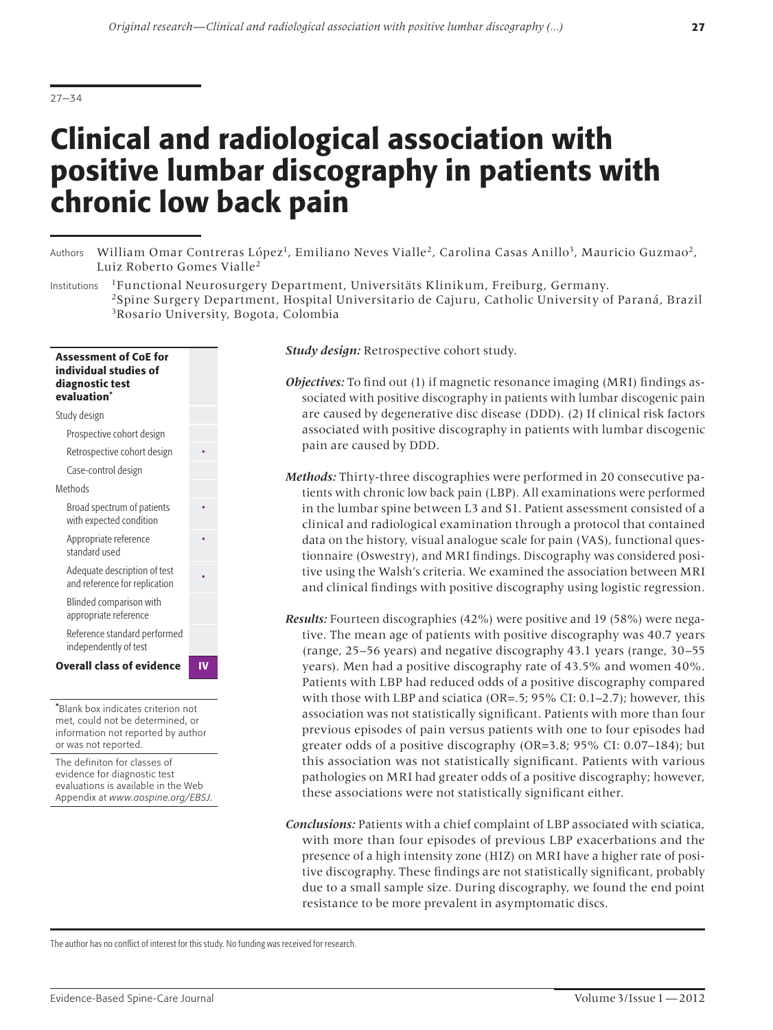# Clinical and radiological association with positive lumbar discography in patients with chronic low back pain

Authors William Omar Contreras López[1], Emiliano Neves Vialle[2], Carolina Casas Anillo[3], Mauricio Guzmao[2], Luiz Roberto Gomes Vialle[2]

Institutions [1]Functional Neurosurgery Department, Universitäts Klinikum, Freiburg, Germany.
[2]Spine Surgery Department, Hospital Universitario de Cajuru, Catholic University of Paraná, Brazil
[3]Rosario University, Bogota, Colombia

| **Assessment of CoE for individual studies of diagnostic test evaluation*** | |
|---|---|
| Study design | |
| Prospective cohort design | |
| Retrospective cohort design | • |
| Case-control design | |
| Methods | |
| Broad spectrum of patients with expected condition | • |
| Appropriate reference standard used | • |
| Adequate description of test and reference for replication | • |
| Blinded comparison with appropriate reference | |
| Reference standard performed independently of test | |
| **Overall class of evidence** | **IV** |

*Blank box indicates criterion not met, could not be determined, or information not reported by author or was not reported.

The definiton for classes of evidence for diagnostic test evaluations is available in the Web Appendix at *www.aospine.org/EBSJ*.

***Study design:*** Retrospective cohort study.

***Objectives:*** To find out (1) if magnetic resonance imaging (MRI) findings associated with positive discography in patients with lumbar discogenic pain are caused by degenerative disc disease (DDD). (2) If clinical risk factors associated with positive discography in patients with lumbar discogenic pain are caused by DDD.

***Methods:*** Thirty-three discographies were performed in 20 consecutive patients with chronic low back pain (LBP). All examinations were performed in the lumbar spine between L3 and S1. Patient assessment consisted of a clinical and radiological examination through a protocol that contained data on the history, visual analogue scale for pain (VAS), functional questionnaire (Oswestry), and MRI findings. Discography was considered positive using the Walsh's criteria. We examined the association between MRI and clinical findings with positive discography using logistic regression.

***Results:*** Fourteen discographies (42%) were positive and 19 (58%) were negative. The mean age of patients with positive discography was 40.7 years (range, 25–56 years) and negative discography 43.1 years (range, 30–55 years). Men had a positive discography rate of 43.5% and women 40%. Patients with LBP had reduced odds of a positive discography compared with those with LBP and sciatica (OR=.5; 95% CI: 0.1–2.7); however, this association was not statistically significant. Patients with more than four previous episodes of pain versus patients with one to four episodes had greater odds of a positive discography (OR=3.8; 95% CI: 0.07–184); but this association was not statistically significant. Patients with various pathologies on MRI had greater odds of a positive discography; however, these associations were not statistically significant either.

***Conclusions:*** Patients with a chief complaint of LBP associated with sciatica, with more than four episodes of previous LBP exacerbations and the presence of a high intensity zone (HIZ) on MRI have a higher rate of positive discography. These findings are not statistically significant, probably due to a small sample size. During discography, we found the end point resistance to be more prevalent in asymptomatic discs.

The author has no conflict of interest for this study. No funding was received for research.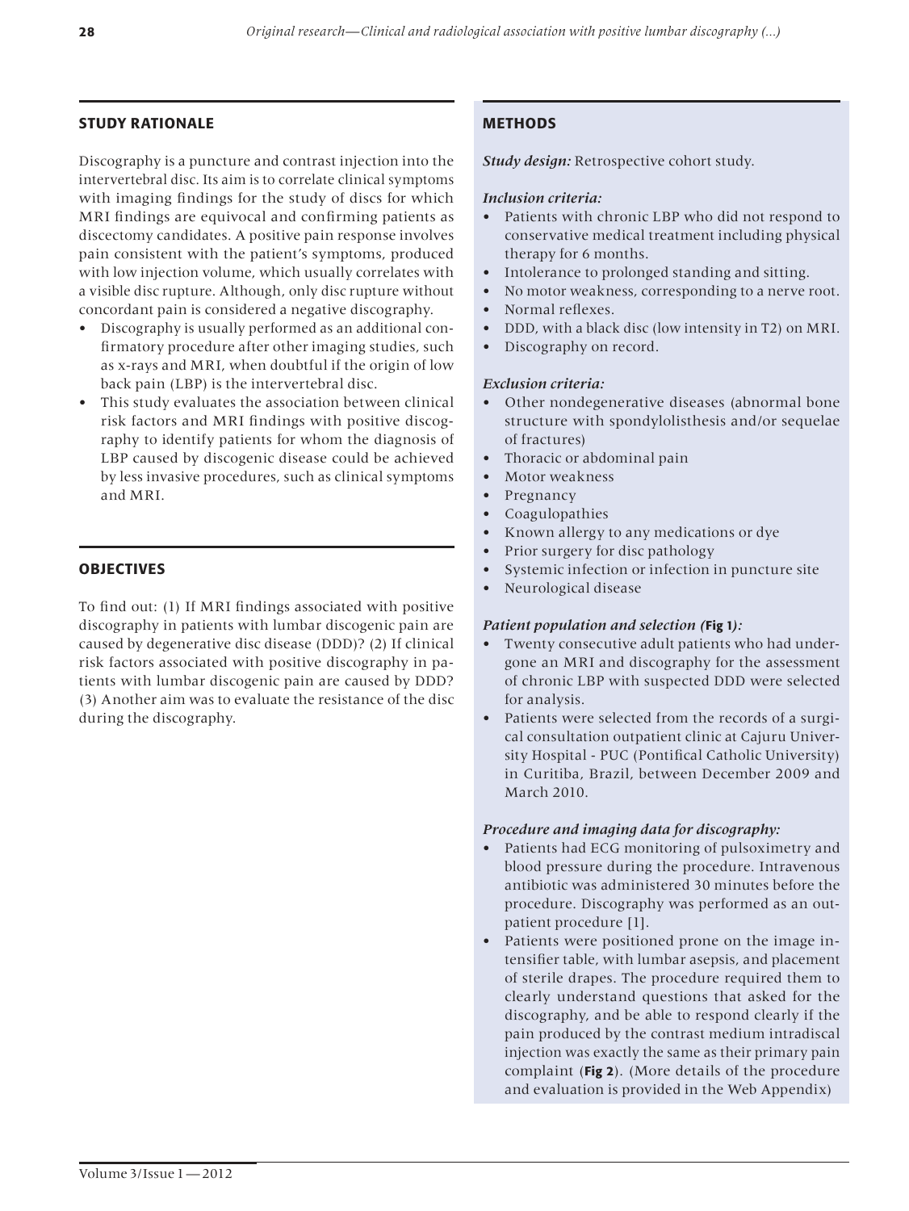## STUDY RATIONALE

Discography is a puncture and contrast injection into the intervertebral disc. Its aim is to correlate clinical symptoms with imaging findings for the study of discs for which MRI findings are equivocal and confirming patients as discectomy candidates. A positive pain response involves pain consistent with the patient's symptoms, produced with low injection volume, which usually correlates with a visible disc rupture. Although, only disc rupture without concordant pain is considered a negative discography.

- Discography is usually performed as an additional confirmatory procedure after other imaging studies, such as x-rays and MRI, when doubtful if the origin of low back pain (LBP) is the intervertebral disc.
- This study evaluates the association between clinical risk factors and MRI findings with positive discography to identify patients for whom the diagnosis of LBP caused by discogenic disease could be achieved by less invasive procedures, such as clinical symptoms and MRI.

## OBJECTIVES

To find out: (1) If MRI findings associated with positive discography in patients with lumbar discogenic pain are caused by degenerative disc disease (DDD)? (2) If clinical risk factors associated with positive discography in patients with lumbar discogenic pain are caused by DDD? (3) Another aim was to evaluate the resistance of the disc during the discography.

## METHODS

***Study design:*** Retrospective cohort study.

***Inclusion criteria:***

- Patients with chronic LBP who did not respond to conservative medical treatment including physical therapy for 6 months.
- Intolerance to prolonged standing and sitting.
- No motor weakness, corresponding to a nerve root.
- Normal reflexes.
- DDD, with a black disc (low intensity in T2) on MRI.
- Discography on record.

***Exclusion criteria:***

- Other nondegenerative diseases (abnormal bone structure with spondylolisthesis and/or sequelae of fractures)
- Thoracic or abdominal pain
- Motor weakness
- Pregnancy
- Coagulopathies
- Known allergy to any medications or dye
- Prior surgery for disc pathology
- Systemic infection or infection in puncture site
- Neurological disease

***Patient population and selection (Fig 1):***

- Twenty consecutive adult patients who had undergone an MRI and discography for the assessment of chronic LBP with suspected DDD were selected for analysis.
- Patients were selected from the records of a surgical consultation outpatient clinic at Cajuru University Hospital - PUC (Pontifical Catholic University) in Curitiba, Brazil, between December 2009 and March 2010.

***Procedure and imaging data for discography:***

- Patients had ECG monitoring of pulsoximetry and blood pressure during the procedure. Intravenous antibiotic was administered 30 minutes before the procedure. Discography was performed as an outpatient procedure [1].
- Patients were positioned prone on the image intensifier table, with lumbar asepsis, and placement of sterile drapes. The procedure required them to clearly understand questions that asked for the discography, and be able to respond clearly if the pain produced by the contrast medium intradiscal injection was exactly the same as their primary pain complaint (**Fig 2**). (More details of the procedure and evaluation is provided in the Web Appendix)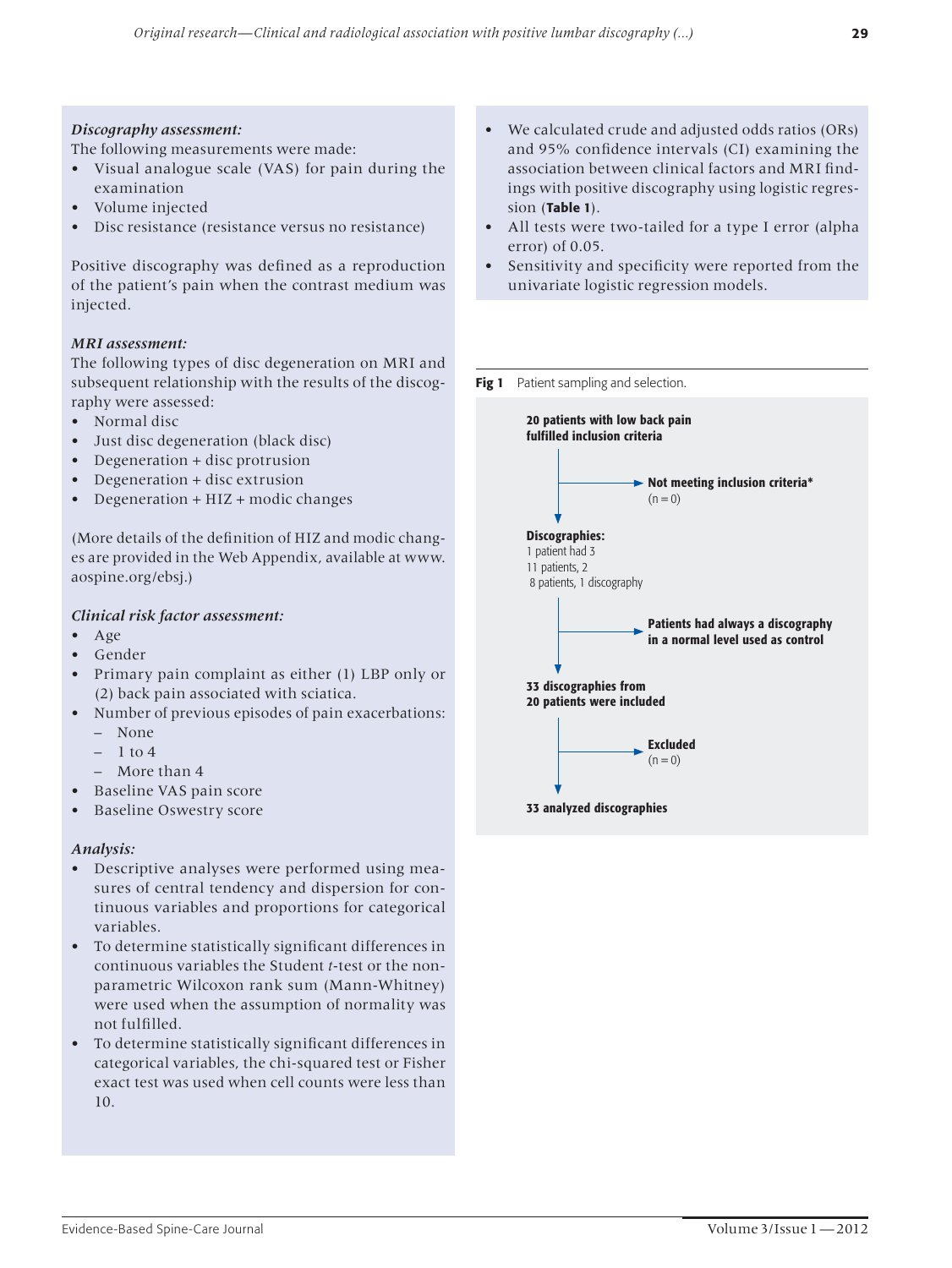***Discography assessment:***

The following measurements were made:

- Visual analogue scale (VAS) for pain during the examination
- Volume injected
- Disc resistance (resistance versus no resistance)

Positive discography was defined as a reproduction of the patient's pain when the contrast medium was injected.

***MRI assessment:***

The following types of disc degeneration on MRI and subsequent relationship with the results of the discography were assessed:

- Normal disc
- Just disc degeneration (black disc)
- Degeneration + disc protrusion
- Degeneration + disc extrusion
- Degeneration + HIZ + modic changes

(More details of the definition of HIZ and modic changes are provided in the Web Appendix, available at www.aospine.org/ebsj.)

***Clinical risk factor assessment:***

- Age
- Gender
- Primary pain complaint as either (1) LBP only or (2) back pain associated with sciatica.
- Number of previous episodes of pain exacerbations:
  - None
  - 1 to 4
  - More than 4
- Baseline VAS pain score
- Baseline Oswestry score

***Analysis:***

- Descriptive analyses were performed using measures of central tendency and dispersion for continuous variables and proportions for categorical variables.
- To determine statistically significant differences in continuous variables the Student *t*-test or the nonparametric Wilcoxon rank sum (Mann-Whitney) were used when the assumption of normality was not fulfilled.
- To determine statistically significant differences in categorical variables, the chi-squared test or Fisher exact test was used when cell counts were less than 10.
- We calculated crude and adjusted odds ratios (ORs) and 95% confidence intervals (CI) examining the association between clinical factors and MRI findings with positive discography using logistic regression (**Table 1**).
- All tests were two-tailed for a type I error (alpha error) of 0.05.
- Sensitivity and specificity were reported from the univariate logistic regression models.

**Fig 1** Patient sampling and selection.

**20 patients with low back pain fulfilled inclusion criteria**

→ **Not meeting inclusion criteria*** (n = 0)

**Discographies:**
1 patient had 3
11 patients, 2
8 patients, 1 discography

→ **Patients had always a discography in a normal level used as control**

**33 discographies from 20 patients were included**

→ **Excluded** (n = 0)

**33 analyzed discographies**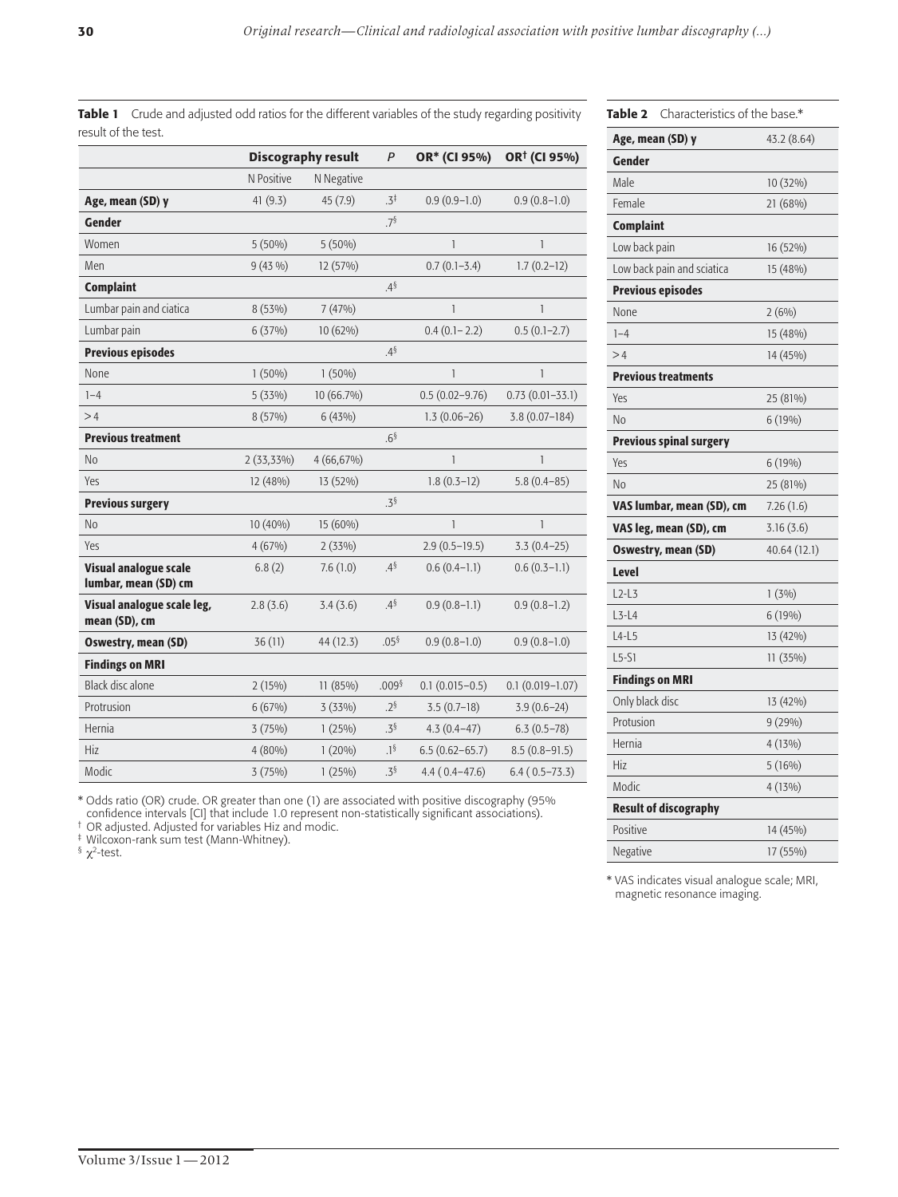**Table 1** Crude and adjusted odd ratios for the different variables of the study regarding positivity result of the test.

| | Discography result | | *P* | OR* (CI 95%) | OR† (CI 95%) |
|---|---|---|---|---|---|
| | N Positive | N Negative | | | |
| **Age, mean (SD) y** | 41 (9.3) | 45 (7.9) | .3‡ | 0.9 (0.9–1.0) | 0.9 (0.8–1.0) |
| **Gender** | | | .7§ | | |
| Women | 5 (50%) | 5 (50%) | | 1 | 1 |
| Men | 9 (43 %) | 12 (57%) | | 0.7 (0.1–3.4) | 1.7 (0.2–12) |
| **Complaint** | | | .4§ | | |
| Lumbar pain and ciatica | 8 (53%) | 7 (47%) | | 1 | 1 |
| Lumbar pain | 6 (37%) | 10 (62%) | | 0.4 (0.1– 2.2) | 0.5 (0.1–2.7) |
| **Previous episodes** | | | .4§ | | |
| None | 1 (50%) | 1 (50%) | | 1 | 1 |
| 1–4 | 5 (33%) | 10 (66.7%) | | 0.5 (0.02–9.76) | 0.73 (0.01–33.1) |
| >4 | 8 (57%) | 6 (43%) | | 1.3 (0.06–26) | 3.8 (0.07–184) |
| **Previous treatment** | | | .6§ | | |
| No | 2 (33,33%) | 4 (66,67%) | | 1 | 1 |
| Yes | 12 (48%) | 13 (52%) | | 1.8 (0.3–12) | 5.8 (0.4–85) |
| **Previous surgery** | | | .3§ | | |
| No | 10 (40%) | 15 (60%) | | 1 | 1 |
| Yes | 4 (67%) | 2 (33%) | | 2.9 (0.5–19.5) | 3.3 (0.4–25) |
| **Visual analogue scale lumbar, mean (SD) cm** | 6.8 (2) | 7.6 (1.0) | .4§ | 0.6 (0.4–1.1) | 0.6 (0.3–1.1) |
| **Visual analogue scale leg, mean (SD), cm** | 2.8 (3.6) | 3.4 (3.6) | .4§ | 0.9 (0.8–1.1) | 0.9 (0.8–1.2) |
| **Oswestry, mean (SD)** | 36 (11) | 44 (12.3) | .05§ | 0.9 (0.8–1.0) | 0.9 (0.8–1.0) |
| **Findings on MRI** | | | | | |
| Black disc alone | 2 (15%) | 11 (85%) | .009§ | 0.1 (0.015–0.5) | 0.1 (0.019–1.07) |
| Protrusion | 6 (67%) | 3 (33%) | .2§ | 3.5 (0.7–18) | 3.9 (0.6–24) |
| Hernia | 3 (75%) | 1 (25%) | .3§ | 4.3 (0.4–47) | 6.3 (0.5–78) |
| Hiz | 4 (80%) | 1 (20%) | .1§ | 6.5 (0.62–65.7) | 8.5 (0.8–91.5) |
| Modic | 3 (75%) | 1 (25%) | .3§ | 4.4 ( 0.4–47.6) | 6.4 ( 0.5–73.3) |

\* Odds ratio (OR) crude. OR greater than one (1) are associated with positive discography (95% confidence intervals [CI] that include 1.0 represent non-statistically significant associations).
† OR adjusted. Adjusted for variables Hiz and modic.
‡ Wilcoxon-rank sum test (Mann-Whitney).
§ $\chi^2$-test.

**Table 2** Characteristics of the base.*

| | |
|---|---|
| **Age, mean (SD) y** | 43.2 (8.64) |
| **Gender** | |
| Male | 10 (32%) |
| Female | 21 (68%) |
| **Complaint** | |
| Low back pain | 16 (52%) |
| Low back pain and sciatica | 15 (48%) |
| **Previous episodes** | |
| None | 2 (6%) |
| 1–4 | 15 (48%) |
| >4 | 14 (45%) |
| **Previous treatments** | |
| Yes | 25 (81%) |
| No | 6 (19%) |
| **Previous spinal surgery** | |
| Yes | 6 (19%) |
| No | 25 (81%) |
| **VAS lumbar, mean (SD), cm** | 7.26 (1.6) |
| **VAS leg, mean (SD), cm** | 3.16 (3.6) |
| **Oswestry, mean (SD)** | 40.64 (12.1) |
| **Level** | |
| L2-L3 | 1 (3%) |
| L3-L4 | 6 (19%) |
| L4-L5 | 13 (42%) |
| L5-S1 | 11 (35%) |
| **Findings on MRI** | |
| Only black disc | 13 (42%) |
| Protusion | 9 (29%) |
| Hernia | 4 (13%) |
| Hiz | 5 (16%) |
| Modic | 4 (13%) |
| **Result of discography** | |
| Positive | 14 (45%) |
| Negative | 17 (55%) |

\* VAS indicates visual analogue scale; MRI, magnetic resonance imaging.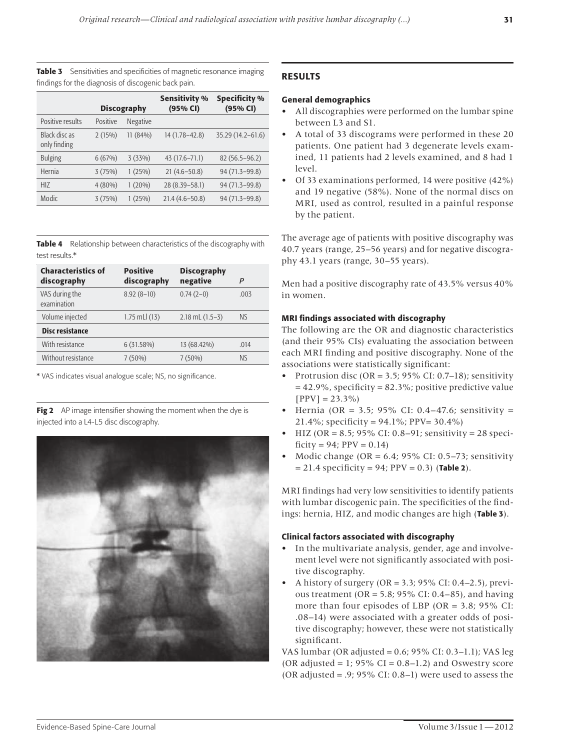**Table 3** Sensitivities and specificities of magnetic resonance imaging findings for the diagnosis of discogenic back pain.

| | Discography | | Sensitivity % (95% CI) | Specificity % (95% CI) |
|---|---|---|---|---|
| Positive results | Positive | Negative | | |
| Black disc as only finding | 2 (15%) | 11 (84%) | 14 (1.78–42.8) | 35.29 (14.2–61.6) |
| Bulging | 6 (67%) | 3 (33%) | 43 (17.6–71.1) | 82 (56.5–96.2) |
| Hernia | 3 (75%) | 1 (25%) | 21 (4.6–50.8) | 94 (71.3–99.8) |
| HIZ | 4 (80%) | 1 (20%) | 28 (8.39–58.1) | 94 (71.3–99.8) |
| Modic | 3 (75%) | 1 (25%) | 21.4 (4.6–50.8) | 94 (71.3–99.8) |

**Table 4** Relationship between characteristics of the discography with test results.*

| Characteristics of discography | Positive discography | Discography negative | *P* |
|---|---|---|---|
| VAS during the examination | 8.92 (8–10) | 0.74 (2–0) | .003 |
| Volume injected | 1.75 mLl (13) | 2.18 mL (1.5–3) | NS |
| **Disc resistance** | | | |
| With resistance | 6 (31.58%) | 13 (68.42%) | .014 |
| Without resistance | 7 (50%) | 7 (50%) | NS |

\* VAS indicates visual analogue scale; NS, no significance.

**Fig 2** AP image intensifier showing the moment when the dye is injected into a L4-L5 disc discography.

## RESULTS

### General demographics

- All discographies were performed on the lumbar spine between L3 and S1.
- A total of 33 discograms were performed in these 20 patients. One patient had 3 degenerate levels examined, 11 patients had 2 levels examined, and 8 had 1 level.
- Of 33 examinations performed, 14 were positive (42%) and 19 negative (58%). None of the normal discs on MRI, used as control, resulted in a painful response by the patient.

The average age of patients with positive discography was 40.7 years (range, 25–56 years) and for negative discography 43.1 years (range, 30–55 years).

Men had a positive discography rate of 43.5% versus 40% in women.

### MRI findings associated with discography

The following are the OR and diagnostic characteristics (and their 95% CIs) evaluating the association between each MRI finding and positive discography. None of the associations were statistically significant:

- Protrusion disc (OR = 3.5; 95% CI: 0.7–18); sensitivity = 42.9%, specificity = 82.3%; positive predictive value [PPV] = 23.3%)
- Hernia (OR = 3.5; 95% CI: 0.4–47.6; sensitivity = 21.4%; specificity = 94.1%; PPV= 30.4%)
- HIZ (OR = 8.5; 95% CI: 0.8–91; sensitivity = 28 specificity = 94; PPV = 0.14)
- Modic change (OR = 6.4; 95% CI: 0.5–73; sensitivity = 21.4 specificity = 94; PPV = 0.3) (**Table 2**).

MRI findings had very low sensitivities to identify patients with lumbar discogenic pain. The specificities of the findings: hernia, HIZ, and modic changes are high (**Table 3**).

### Clinical factors associated with discography

- In the multivariate analysis, gender, age and involvement level were not significantly associated with positive discography.
- A history of surgery (OR = 3.3; 95% CI: 0.4–2.5), previous treatment (OR = 5.8; 95% CI: 0.4–85), and having more than four episodes of LBP (OR = 3.8; 95% CI: .08–14) were associated with a greater odds of positive discography; however, these were not statistically significant.

VAS lumbar (OR adjusted = 0.6; 95% CI: 0.3–1.1); VAS leg (OR adjusted = 1; 95% CI = 0.8–1.2) and Oswestry score (OR adjusted = .9; 95% CI: 0.8–1) were used to assess the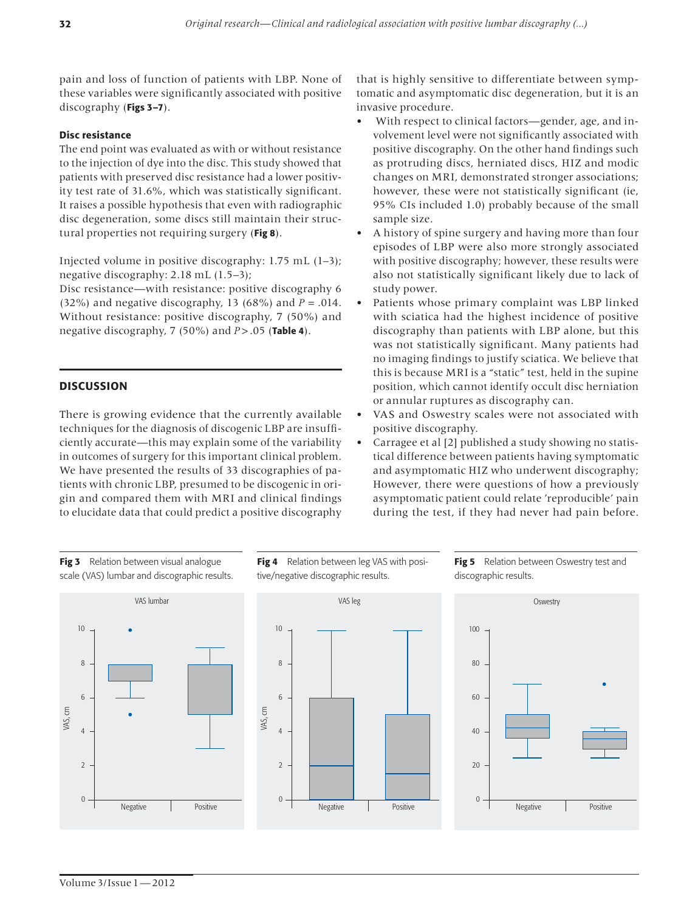pain and loss of function of patients with LBP. None of these variables were significantly associated with positive discography (**Figs 3–7**).

### Disc resistance

The end point was evaluated as with or without resistance to the injection of dye into the disc. This study showed that patients with preserved disc resistance had a lower positivity test rate of 31.6%, which was statistically significant. It raises a possible hypothesis that even with radiographic disc degeneration, some discs still maintain their structural properties not requiring surgery (**Fig 8**).

Injected volume in positive discography: 1.75 mL (1–3); negative discography: 2.18 mL (1.5–3);
Disc resistance—with resistance: positive discography 6 (32%) and negative discography, 13 (68%) and $P = .014$. Without resistance: positive discography, 7 (50%) and negative discography, 7 (50%) and $P > .05$ (**Table 4**).

## DISCUSSION

There is growing evidence that the currently available techniques for the diagnosis of discogenic LBP are insufficiently accurate—this may explain some of the variability in outcomes of surgery for this important clinical problem. We have presented the results of 33 discographies of patients with chronic LBP, presumed to be discogenic in origin and compared them with MRI and clinical findings to elucidate data that could predict a positive discography that is highly sensitive to differentiate between symptomatic and asymptomatic disc degeneration, but it is an invasive procedure.

- With respect to clinical factors—gender, age, and involvement level were not significantly associated with positive discography. On the other hand findings such as protruding discs, herniated discs, HIZ and modic changes on MRI, demonstrated stronger associations; however, these were not statistically significant (ie, 95% CIs included 1.0) probably because of the small sample size.
- A history of spine surgery and having more than four episodes of LBP were also more strongly associated with positive discography; however, these results were also not statistically significant likely due to lack of study power.
- Patients whose primary complaint was LBP linked with sciatica had the highest incidence of positive discography than patients with LBP alone, but this was not statistically significant. Many patients had no imaging findings to justify sciatica. We believe that this is because MRI is a "static" test, held in the supine position, which cannot identify occult disc herniation or annular ruptures as discography can.
- VAS and Oswestry scales were not associated with positive discography.
- Carragee et al [2] published a study showing no statistical difference between patients having symptomatic and asymptomatic HIZ who underwent discography; However, there were questions of how a previously asymptomatic patient could relate 'reproducible' pain during the test, if they had never had pain before.

**Fig 3** Relation between visual analogue scale (VAS) lumbar and discographic results.

**Fig 4** Relation between leg VAS with positive/negative discographic results.

**Fig 5** Relation between Oswestry test and discographic results.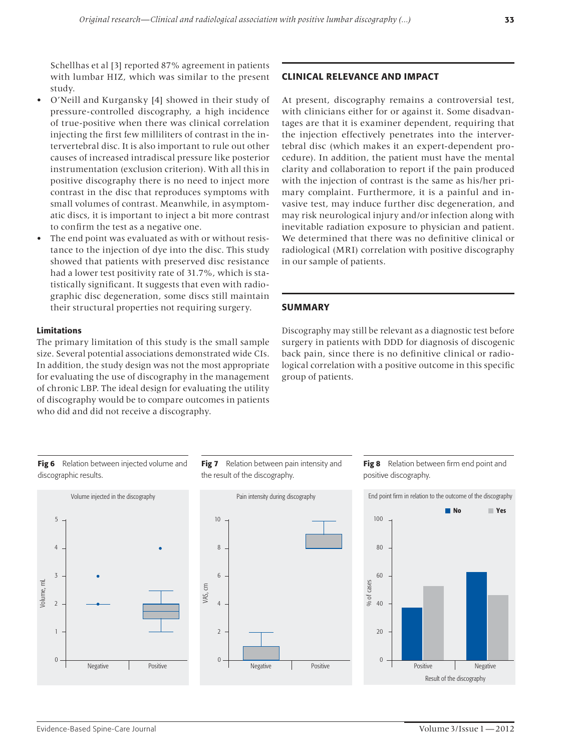Schellhas et al [3] reported 87% agreement in patients with lumbar HIZ, which was similar to the present study.

- O'Neill and Kurgansky [4] showed in their study of pressure-controlled discography, a high incidence of true-positive when there was clinical correlation injecting the first few milliliters of contrast in the intervertebral disc. It is also important to rule out other causes of increased intradiscal pressure like posterior instrumentation (exclusion criterion). With all this in positive discography there is no need to inject more contrast in the disc that reproduces symptoms with small volumes of contrast. Meanwhile, in asymptomatic discs, it is important to inject a bit more contrast to confirm the test as a negative one.
- The end point was evaluated as with or without resistance to the injection of dye into the disc. This study showed that patients with preserved disc resistance had a lower test positivity rate of 31.7%, which is statistically significant. It suggests that even with radiographic disc degeneration, some discs still maintain their structural properties not requiring surgery.

### Limitations

The primary limitation of this study is the small sample size. Several potential associations demonstrated wide CIs. In addition, the study design was not the most appropriate for evaluating the use of discography in the management of chronic LBP. The ideal design for evaluating the utility of discography would be to compare outcomes in patients who did and did not receive a discography.

## CLINICAL RELEVANCE AND IMPACT

At present, discography remains a controversial test, with clinicians either for or against it. Some disadvantages are that it is examiner dependent, requiring that the injection effectively penetrates into the intervertebral disc (which makes it an expert-dependent procedure). In addition, the patient must have the mental clarity and collaboration to report if the pain produced with the injection of contrast is the same as his/her primary complaint. Furthermore, it is a painful and invasive test, may induce further disc degeneration, and may risk neurological injury and/or infection along with inevitable radiation exposure to physician and patient. We determined that there was no definitive clinical or radiological (MRI) correlation with positive discography in our sample of patients.

## SUMMARY

Discography may still be relevant as a diagnostic test before surgery in patients with DDD for diagnosis of discogenic back pain, since there is no definitive clinical or radiological correlation with a positive outcome in this specific group of patients.

**Fig 6** Relation between injected volume and discographic results.

Volume injected in the discography

Volume, mL

0 1 2 3 4 5

Negative Positive

**Fig 7** Relation between pain intensity and the result of the discography.

Pain intensity during discography

VAS, cm

0 2 4 6 8 10

Negative Positive

**Fig 8** Relation between firm end point and positive discography.

End point firm in relation to the outcome of the discography

No Yes

% of cases

0 20 40 60 80 100

Positive Negative

Result of the discography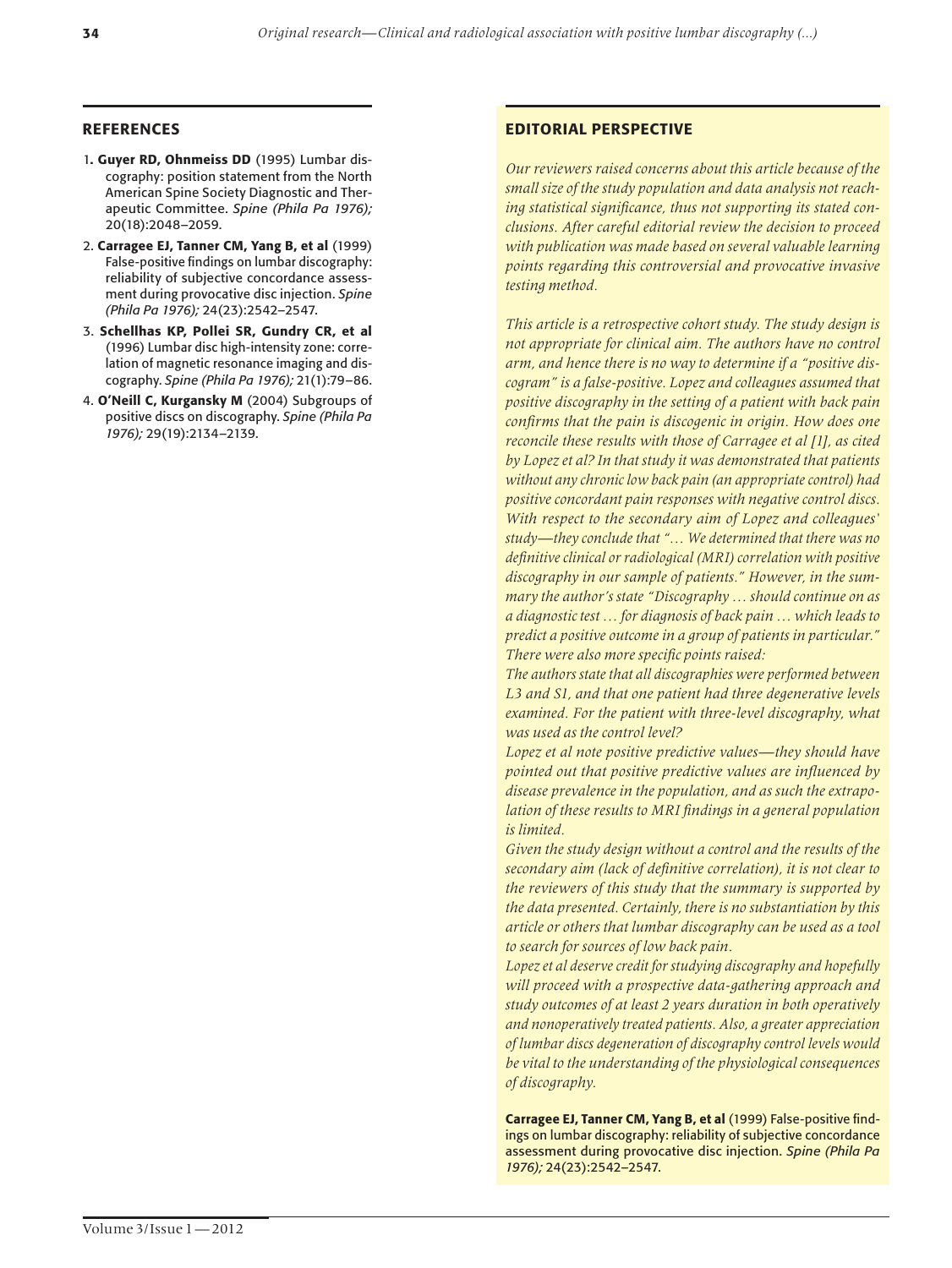## REFERENCES

1. **Guyer RD, Ohnmeiss DD** (1995) Lumbar discography: position statement from the North American Spine Society Diagnostic and Therapeutic Committee. *Spine (Phila Pa 1976);* 20(18):2048–2059.
2. **Carragee EJ, Tanner CM, Yang B, et al** (1999) False-positive findings on lumbar discography: reliability of subjective concordance assessment during provocative disc injection. *Spine (Phila Pa 1976);* 24(23):2542–2547.
3. **Schellhas KP, Pollei SR, Gundry CR, et al** (1996) Lumbar disc high-intensity zone: correlation of magnetic resonance imaging and discography. *Spine (Phila Pa 1976);* 21(1):79–86.
4. **O'Neill C, Kurgansky M** (2004) Subgroups of positive discs on discography. *Spine (Phila Pa 1976);* 29(19):2134–2139.

## EDITORIAL PERSPECTIVE

*Our reviewers raised concerns about this article because of the small size of the study population and data analysis not reaching statistical significance, thus not supporting its stated conclusions. After careful editorial review the decision to proceed with publication was made based on several valuable learning points regarding this controversial and provocative invasive testing method.*

*This article is a retrospective cohort study. The study design is not appropriate for clinical aim. The authors have no control arm, and hence there is no way to determine if a "positive discogram" is a false-positive. Lopez and colleagues assumed that positive discography in the setting of a patient with back pain confirms that the pain is discogenic in origin. How does one reconcile these results with those of Carragee et al [1], as cited by Lopez et al? In that study it was demonstrated that patients without any chronic low back pain (an appropriate control) had positive concordant pain responses with negative control discs. With respect to the secondary aim of Lopez and colleagues' study—they conclude that "… We determined that there was no definitive clinical or radiological (MRI) correlation with positive discography in our sample of patients." However, in the summary the author's state "Discography … should continue on as a diagnostic test … for diagnosis of back pain … which leads to predict a positive outcome in a group of patients in particular." There were also more specific points raised:*

*The authors state that all discographies were performed between L3 and S1, and that one patient had three degenerative levels examined. For the patient with three-level discography, what was used as the control level?*

*Lopez et al note positive predictive values—they should have pointed out that positive predictive values are influenced by disease prevalence in the population, and as such the extrapolation of these results to MRI findings in a general population is limited.*

*Given the study design without a control and the results of the secondary aim (lack of definitive correlation), it is not clear to the reviewers of this study that the summary is supported by the data presented. Certainly, there is no substantiation by this article or others that lumbar discography can be used as a tool to search for sources of low back pain.*

*Lopez et al deserve credit for studying discography and hopefully will proceed with a prospective data-gathering approach and study outcomes of at least 2 years duration in both operatively and nonoperatively treated patients. Also, a greater appreciation of lumbar discs degeneration of discography control levels would be vital to the understanding of the physiological consequences of discography.*

**Carragee EJ, Tanner CM, Yang B, et al** (1999) False-positive findings on lumbar discography: reliability of subjective concordance assessment during provocative disc injection. *Spine (Phila Pa 1976);* 24(23):2542–2547.